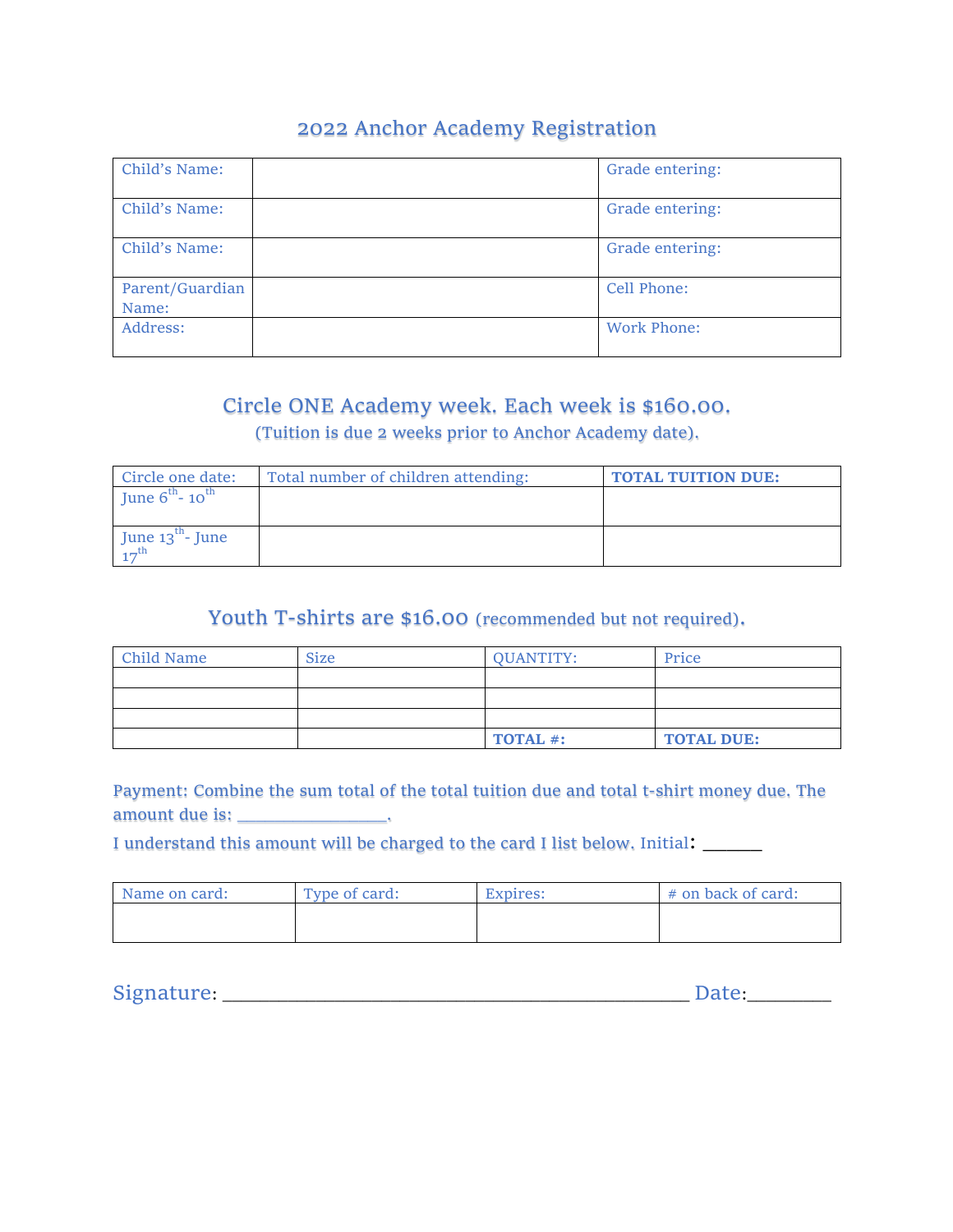# 2022 Anchor Academy Registration

| | | |
|---|---|---|
| Child's Name: | | Grade entering: |
| Child's Name: | | Grade entering: |
| Child's Name: | | Grade entering: |
| Parent/Guardian Name: | | Cell Phone: |
| Address: | | Work Phone: |

## Circle ONE Academy week. Each week is $160.00.

(Tuition is due 2 weeks prior to Anchor Academy date).

| Circle one date: | Total number of children attending: | **TOTAL TUITION DUE:** |
|---|---|---|
| June 6th- 10th | | |
| June 13th- June 17th | | |

## Youth T-shirts are $16.00 (recommended but not required).

| Child Name | Size | QUANTITY: | Price |
|---|---|---|---|
| | | | |
| | | | |
| | | | |
| | | **TOTAL #:** | **TOTAL DUE:** |

Payment: Combine the sum total of the total tuition due and total t-shirt money due. The amount due is: ________________.

I understand this amount will be charged to the card I list below. Initial: ______

| Name on card: | Type of card: | Expires: | # on back of card: |
|---|---|---|---|
| | | | |

Signature: _____________________________________________ Date:________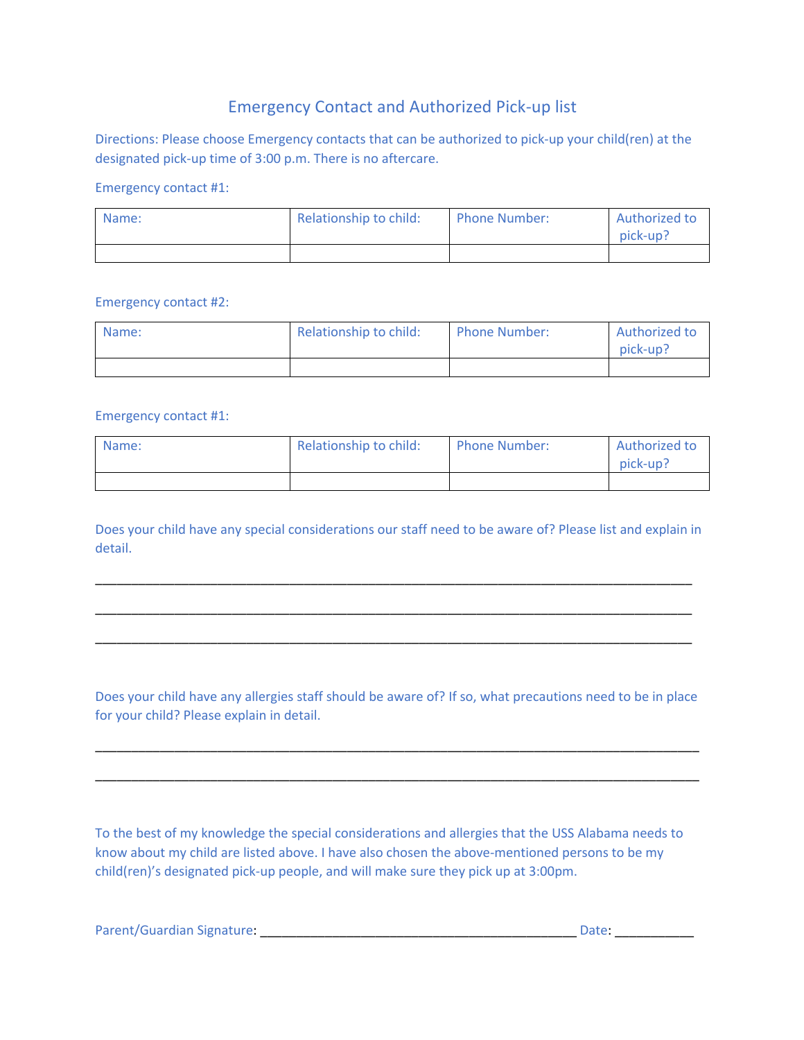# Emergency Contact and Authorized Pick-up list

Directions: Please choose Emergency contacts that can be authorized to pick-up your child(ren) at the designated pick-up time of 3:00 p.m. There is no aftercare.

Emergency contact #1:

| Name: | Relationship to child: | Phone Number: | Authorized to pick-up? |
|---|---|---|---|
| | | | |

Emergency contact #2:

| Name: | Relationship to child: | Phone Number: | Authorized to pick-up? |
|---|---|---|---|
| | | | |

Emergency contact #1:

| Name: | Relationship to child: | Phone Number: | Authorized to pick-up? |
|---|---|---|---|
| | | | |

Does your child have any special considerations our staff need to be aware of? Please list and explain in detail.

_______________________________________________________________________________

_______________________________________________________________________________

_______________________________________________________________________________

Does your child have any allergies staff should be aware of? If so, what precautions need to be in place for your child? Please explain in detail.

_______________________________________________________________________________

_______________________________________________________________________________

To the best of my knowledge the special considerations and allergies that the USS Alabama needs to know about my child are listed above. I have also chosen the above-mentioned persons to be my child(ren)'s designated pick-up people, and will make sure they pick up at 3:00pm.

Parent/Guardian Signature: ____________________________________________ Date: ___________